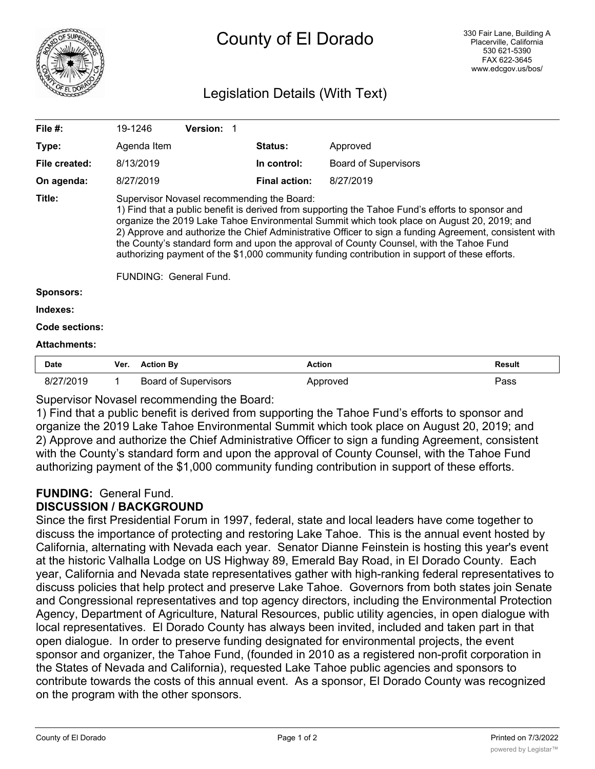# County of El Dorado

330 Fair Lane, Building A
Placerville, California
530 621-5390
FAX 622-3645
www.edcgov.us/bos/

## Legislation Details (With Text)

| | | | |
|---|---|---|---|
| **File #:** | 19-1246 **Version:** 1 | | |
| **Type:** | Agenda Item | **Status:** | Approved |
| **File created:** | 8/13/2019 | **In control:** | Board of Supervisors |
| **On agenda:** | 8/27/2019 | **Final action:** | 8/27/2019 |

**Title:** Supervisor Novasel recommending the Board:
1) Find that a public benefit is derived from supporting the Tahoe Fund's efforts to sponsor and organize the 2019 Lake Tahoe Environmental Summit which took place on August 20, 2019; and
2) Approve and authorize the Chief Administrative Officer to sign a funding Agreement, consistent with the County's standard form and upon the approval of County Counsel, with the Tahoe Fund authorizing payment of the $1,000 community funding contribution in support of these efforts.

FUNDING: General Fund.

**Sponsors:**

**Indexes:**

**Code sections:**

**Attachments:**

| Date | Ver. | Action By | Action | Result |
|---|---|---|---|---|
| 8/27/2019 | 1 | Board of Supervisors | Approved | Pass |

Supervisor Novasel recommending the Board:
1) Find that a public benefit is derived from supporting the Tahoe Fund's efforts to sponsor and organize the 2019 Lake Tahoe Environmental Summit which took place on August 20, 2019; and
2) Approve and authorize the Chief Administrative Officer to sign a funding Agreement, consistent with the County's standard form and upon the approval of County Counsel, with the Tahoe Fund authorizing payment of the $1,000 community funding contribution in support of these efforts.

**FUNDING:** General Fund.

**DISCUSSION / BACKGROUND**

Since the first Presidential Forum in 1997, federal, state and local leaders have come together to discuss the importance of protecting and restoring Lake Tahoe. This is the annual event hosted by California, alternating with Nevada each year. Senator Dianne Feinstein is hosting this year's event at the historic Valhalla Lodge on US Highway 89, Emerald Bay Road, in El Dorado County. Each year, California and Nevada state representatives gather with high-ranking federal representatives to discuss policies that help protect and preserve Lake Tahoe. Governors from both states join Senate and Congressional representatives and top agency directors, including the Environmental Protection Agency, Department of Agriculture, Natural Resources, public utility agencies, in open dialogue with local representatives. El Dorado County has always been invited, included and taken part in that open dialogue. In order to preserve funding designated for environmental projects, the event sponsor and organizer, the Tahoe Fund, (founded in 2010 as a registered non-profit corporation in the States of Nevada and California), requested Lake Tahoe public agencies and sponsors to contribute towards the costs of this annual event. As a sponsor, El Dorado County was recognized on the program with the other sponsors.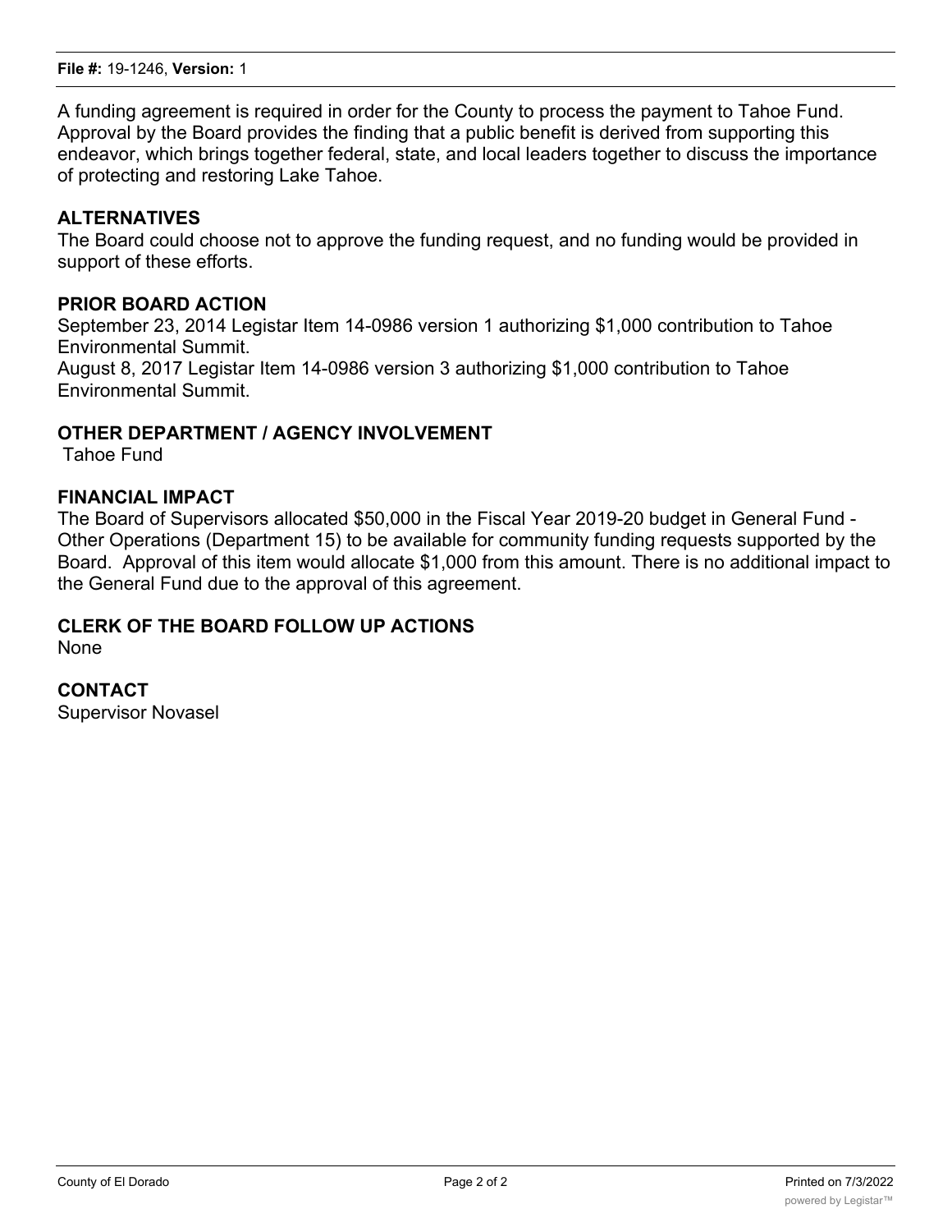A funding agreement is required in order for the County to process the payment to Tahoe Fund. Approval by the Board provides the finding that a public benefit is derived from supporting this endeavor, which brings together federal, state, and local leaders together to discuss the importance of protecting and restoring Lake Tahoe.

## ALTERNATIVES

The Board could choose not to approve the funding request, and no funding would be provided in support of these efforts.

## PRIOR BOARD ACTION

September 23, 2014 Legistar Item 14-0986 version 1 authorizing $1,000 contribution to Tahoe Environmental Summit.
August 8, 2017 Legistar Item 14-0986 version 3 authorizing $1,000 contribution to Tahoe Environmental Summit.

## OTHER DEPARTMENT / AGENCY INVOLVEMENT

Tahoe Fund

## FINANCIAL IMPACT

The Board of Supervisors allocated $50,000 in the Fiscal Year 2019-20 budget in General Fund - Other Operations (Department 15) to be available for community funding requests supported by the Board. Approval of this item would allocate $1,000 from this amount. There is no additional impact to the General Fund due to the approval of this agreement.

## CLERK OF THE BOARD FOLLOW UP ACTIONS

None

## CONTACT

Supervisor Novasel